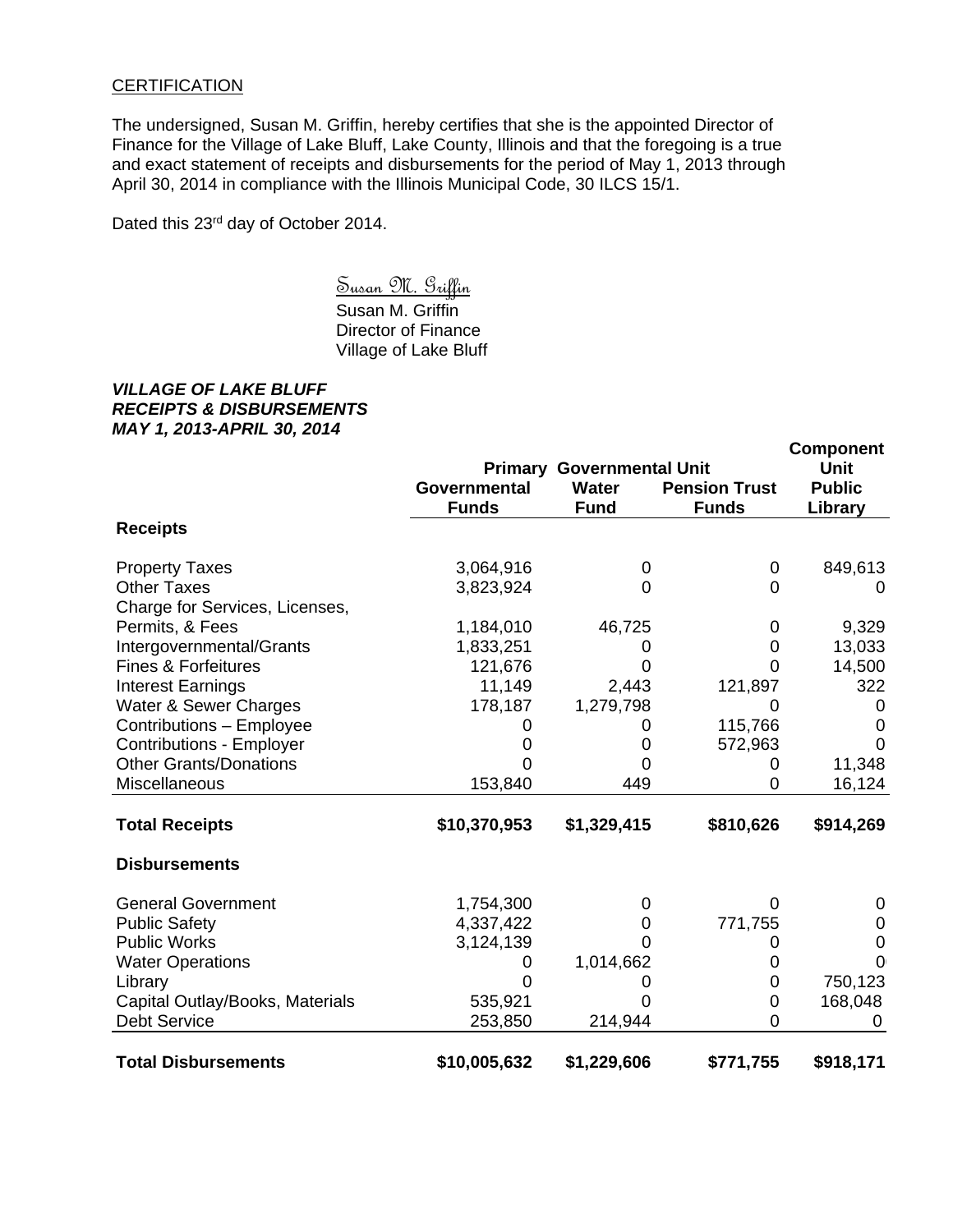CERTIFICATION

The undersigned, Susan M. Griffin, hereby certifies that she is the appointed Director of Finance for the Village of Lake Bluff, Lake County, Illinois and that the foregoing is a true and exact statement of receipts and disbursements for the period of May 1, 2013 through April 30, 2014 in compliance with the Illinois Municipal Code, 30 ILCS 15/1.

Dated this 23rd day of October 2014.

Susan M. Griffin

Susan M. Griffin
Director of Finance
Village of Lake Bluff

***VILLAGE OF LAKE BLUFF***
***RECEIPTS & DISBURSEMENTS***
***MAY 1, 2013-APRIL 30, 2014***

| | Primary Governmental Unit | | | Component Unit |
|---|---|---|---|---|
| | **Governmental Funds** | **Water Fund** | **Pension Trust Funds** | **Public Library** |
| **Receipts** | | | | |
| Property Taxes | 3,064,916 | 0 | 0 | 849,613 |
| Other Taxes | 3,823,924 | 0 | 0 | 0 |
| Charge for Services, Licenses, Permits, & Fees | 1,184,010 | 46,725 | 0 | 9,329 |
| Intergovernmental/Grants | 1,833,251 | 0 | 0 | 13,033 |
| Fines & Forfeitures | 121,676 | 0 | 0 | 14,500 |
| Interest Earnings | 11,149 | 2,443 | 121,897 | 322 |
| Water & Sewer Charges | 178,187 | 1,279,798 | 0 | 0 |
| Contributions – Employee | 0 | 0 | 115,766 | 0 |
| Contributions - Employer | 0 | 0 | 572,963 | 0 |
| Other Grants/Donations | 0 | 0 | 0 | 11,348 |
| Miscellaneous | 153,840 | 449 | 0 | 16,124 |
| **Total Receipts** | **$10,370,953** | **$1,329,415** | **$810,626** | **$914,269** |
| **Disbursements** | | | | |
| General Government | 1,754,300 | 0 | 0 | 0 |
| Public Safety | 4,337,422 | 0 | 771,755 | 0 |
| Public Works | 3,124,139 | 0 | 0 | 0 |
| Water Operations | 0 | 1,014,662 | 0 | 0 |
| Library | 0 | 0 | 0 | 750,123 |
| Capital Outlay/Books, Materials | 535,921 | 0 | 0 | 168,048 |
| Debt Service | 253,850 | 214,944 | 0 | 0 |
| **Total Disbursements** | **$10,005,632** | **$1,229,606** | **$771,755** | **$918,171** |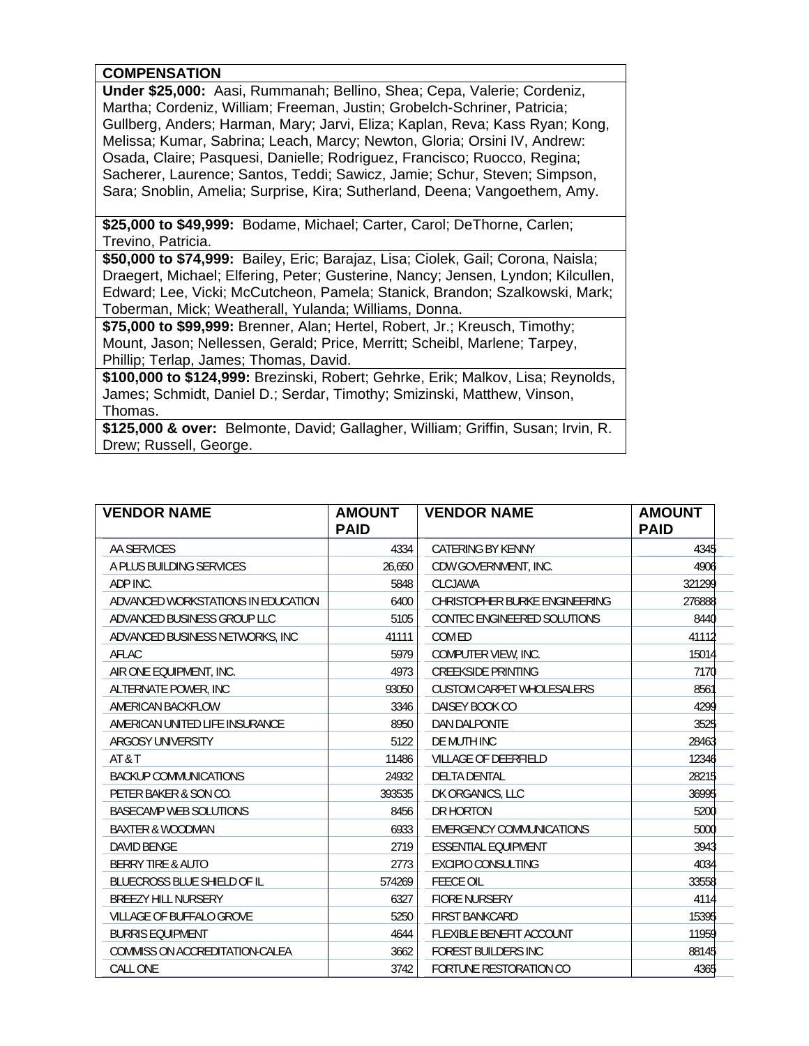| COMPENSATION |
|---|
| **Under $25,000:** Aasi, Rummanah; Bellino, Shea; Cepa, Valerie; Cordeniz, Martha; Cordeniz, William; Freeman, Justin; Grobelch-Schriner, Patricia; Gullberg, Anders; Harman, Mary; Jarvi, Eliza; Kaplan, Reva; Kass Ryan; Kong, Melissa; Kumar, Sabrina; Leach, Marcy; Newton, Gloria; Orsini IV, Andrew: Osada, Claire; Pasquesi, Danielle; Rodriguez, Francisco; Ruocco, Regina; Sacherer, Laurence; Santos, Teddi; Sawicz, Jamie; Schur, Steven; Simpson, Sara; Snoblin, Amelia; Surprise, Kira; Sutherland, Deena; Vangoethem, Amy. |
| **$25,000 to $49,999:** Bodame, Michael; Carter, Carol; DeThorne, Carlen; Trevino, Patricia. |
| **$50,000 to $74,999:** Bailey, Eric; Barajaz, Lisa; Ciolek, Gail; Corona, Naisla; Draegert, Michael; Elfering, Peter; Gusterine, Nancy; Jensen, Lyndon; Kilcullen, Edward; Lee, Vicki; McCutcheon, Pamela; Stanick, Brandon; Szalkowski, Mark; Toberman, Mick; Weatherall, Yulanda; Williams, Donna. |
| **$75,000 to $99,999:** Brenner, Alan; Hertel, Robert, Jr.; Kreusch, Timothy; Mount, Jason; Nellessen, Gerald; Price, Merritt; Scheibl, Marlene; Tarpey, Phillip; Terlap, James; Thomas, David. |
| **$100,000 to $124,999:** Brezinski, Robert; Gehrke, Erik; Malkov, Lisa; Reynolds, James; Schmidt, Daniel D.; Serdar, Timothy; Smizinski, Matthew, Vinson, Thomas. |
| **$125,000 & over:** Belmonte, David; Gallagher, William; Griffin, Susan; Irvin, R. Drew; Russell, George. |

| VENDOR NAME | AMOUNT PAID | VENDOR NAME | AMOUNT PAID |
|---|---|---|---|
| AA SERVICES | 4334 | CATERING BY KENNY | 4345 |
| A PLUS BUILDING SERVICES | 26,650 | CDW GOVERNMENT, INC. | 4906 |
| ADP INC. | 5848 | CLCJAWA | 321299 |
| ADVANCED WORKSTATIONS IN EDUCATION | 6400 | CHRISTOPHER BURKE ENGINEERING | 276888 |
| ADVANCED BUSINESS GROUP LLC | 5105 | CONTEC ENGINEERED SOLUTIONS | 8440 |
| ADVANCED BUSINESS NETWORKS, INC | 41111 | COM ED | 41112 |
| AFLAC | 5979 | COMPUTER VIEW, INC. | 15014 |
| AIR ONE EQUIPMENT, INC. | 4973 | CREEKSIDE PRINTING | 7170 |
| ALTERNATE POWER, INC | 93050 | CUSTOM CARPET WHOLESALERS | 8561 |
| AMERICAN BACKFLOW | 3346 | DAISEY BOOK CO | 4299 |
| AMERICAN UNITED LIFE INSURANCE | 8950 | DAN DALPONTE | 3525 |
| ARGOSY UNIVERSITY | 5122 | DE MUTH INC | 28463 |
| AT & T | 11486 | VILLAGE OF DEERFIELD | 12346 |
| BACKUP COMMUNICATIONS | 24932 | DELTA DENTAL | 28215 |
| PETER BAKER & SON CO. | 393535 | DK ORGANICS, LLC | 36995 |
| BASECAMP WEB SOLUTIONS | 8456 | DR HORTON | 5200 |
| BAXTER & WOODMAN | 6933 | EMERGENCY COMMUNICATIONS | 5000 |
| DAVID BENGE | 2719 | ESSENTIAL EQUIPMENT | 3943 |
| BERRY TIRE & AUTO | 2773 | EXCIPIO CONSULTING | 4034 |
| BLUECROSS BLUE SHIELD OF IL | 574269 | FEECE OIL | 33558 |
| BREEZY HILL NURSERY | 6327 | FIORE NURSERY | 4114 |
| VILLAGE OF BUFFALO GROVE | 5250 | FIRST BANKCARD | 15395 |
| BURRIS EQUIPMENT | 4644 | FLEXIBLE BENEFIT ACCOUNT | 11959 |
| COMMISS ON ACCREDITATION-CALEA | 3662 | FOREST BUILDERS INC | 88145 |
| CALL ONE | 3742 | FORTUNE RESTORATION CO | 4365 |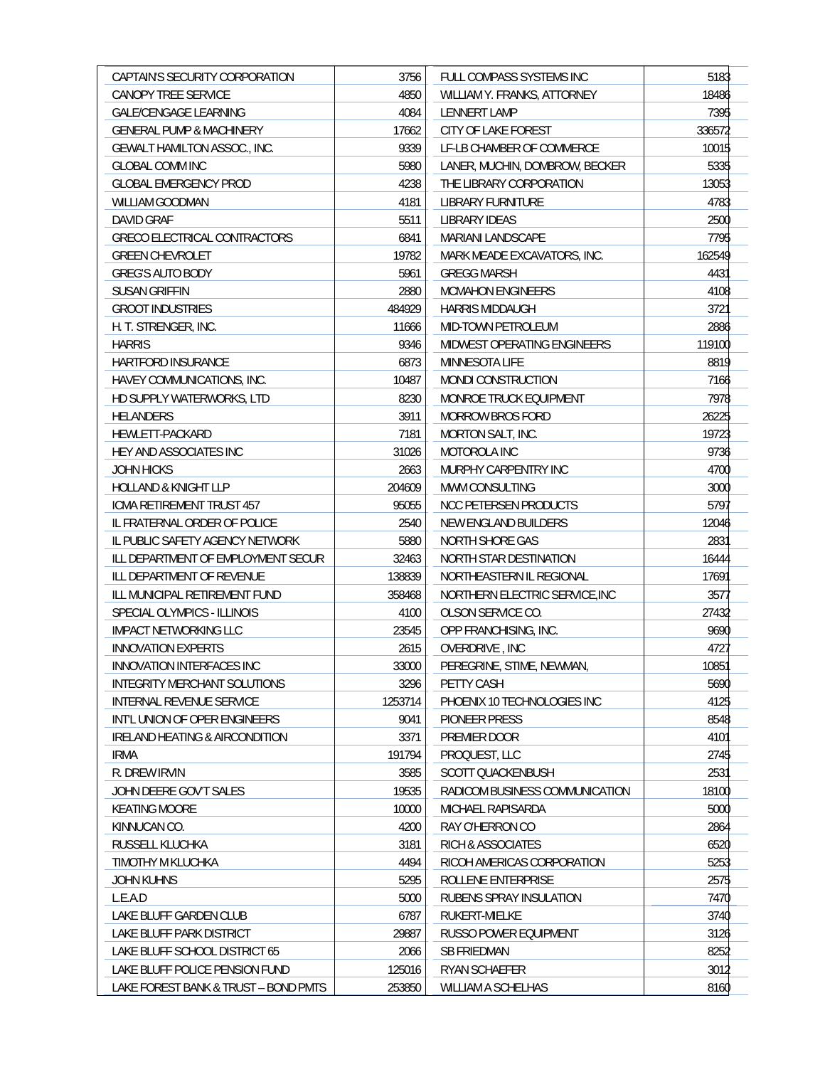| | | | |
|---|---|---|---|
| CAPTAIN'S SECURITY CORPORATION | 3756 | FULL COMPASS SYSTEMS INC | 5183 |
| CANOPY TREE SERVICE | 4850 | WILLIAM Y. FRANKS, ATTORNEY | 18486 |
| GALE/CENGAGE LEARNING | 4084 | LENNERT LAMP | 7395 |
| GENERAL PUMP & MACHINERY | 17662 | CITY OF LAKE FOREST | 336572 |
| GEWALT HAMILTON ASSOC., INC. | 9339 | LF-LB CHAMBER OF COMMERCE | 10015 |
| GLOBAL COMM INC | 5980 | LANER, MUCHIN, DOMBROW, BECKER | 5335 |
| GLOBAL EMERGENCY PROD | 4238 | THE LIBRARY CORPORATION | 13053 |
| WILLIAM GOODMAN | 4181 | LIBRARY FURNITURE | 4783 |
| DAVID GRAF | 5511 | LIBRARY IDEAS | 2500 |
| GRECO ELECTRICAL CONTRACTORS | 6841 | MARIANI LANDSCAPE | 7795 |
| GREEN CHEVROLET | 19782 | MARK MEADE EXCAVATORS, INC. | 162549 |
| GREG'S AUTO BODY | 5961 | GREGG MARSH | 4431 |
| SUSAN GRIFFIN | 2880 | MCMAHON ENGINEERS | 4108 |
| GROOT INDUSTRIES | 484929 | HARRIS MIDDAUGH | 3721 |
| H. T. STRENGER, INC. | 11666 | MID-TOWN PETROLEUM | 2886 |
| HARRIS | 9346 | MIDWEST OPERATING ENGINEERS | 119100 |
| HARTFORD INSURANCE | 6873 | MINNESOTA LIFE | 8819 |
| HAVEY COMMUNICATIONS, INC. | 10487 | MONDI CONSTRUCTION | 7166 |
| HD SUPPLY WATERWORKS, LTD | 8230 | MONROE TRUCK EQUIPMENT | 7978 |
| HELANDERS | 3911 | MORROW BROS FORD | 26225 |
| HEWLETT-PACKARD | 7181 | MORTON SALT, INC. | 19723 |
| HEY AND ASSOCIATES INC | 31026 | MOTOROLA INC | 9736 |
| JOHN HICKS | 2663 | MURPHY CARPENTRY INC | 4700 |
| HOLLAND & KNIGHT LLP | 204609 | MWM CONSULTING | 3000 |
| ICMA RETIREMENT TRUST 457 | 95055 | NCC PETERSEN PRODUCTS | 5797 |
| IL FRATERNAL ORDER OF POLICE | 2540 | NEW ENGLAND BUILDERS | 12046 |
| IL PUBLIC SAFETY AGENCY NETWORK | 5880 | NORTH SHORE GAS | 2831 |
| ILL DEPARTMENT OF EMPLOYMENT SECUR | 32463 | NORTH STAR DESTINATION | 16444 |
| ILL DEPARTMENT OF REVENUE | 138839 | NORTHEASTERN IL REGIONAL | 17691 |
| ILL MUNICIPAL RETIREMENT FUND | 358468 | NORTHERN ELECTRIC SERVICE,INC | 3577 |
| SPECIAL OLYMPICS - ILLINOIS | 4100 | OLSON SERVICE CO. | 27432 |
| IMPACT NETWORKING LLC | 23545 | OPP FRANCHISING, INC. | 9690 |
| INNOVATION EXPERTS | 2615 | OVERDRIVE , INC | 4727 |
| INNOVATION INTERFACES INC | 33000 | PEREGRINE, STIME, NEWMAN, | 10851 |
| INTEGRITY MERCHANT SOLUTIONS | 3296 | PETTY CASH | 5690 |
| INTERNAL REVENUE SERVICE | 1253714 | PHOENIX 10 TECHNOLOGIES INC | 4125 |
| INT'L UNION OF OPER ENGINEERS | 9041 | PIONEER PRESS | 8548 |
| IRELAND HEATING & AIRCONDITION | 3371 | PREMIER DOOR | 4101 |
| IRMA | 191794 | PROQUEST, LLC | 2745 |
| R. DREW IRVIN | 3585 | SCOTT QUACKENBUSH | 2531 |
| JOHN DEERE GOV'T SALES | 19535 | RADICOM BUSINESS COMMUNICATION | 18100 |
| KEATING MOORE | 10000 | MICHAEL RAPISARDA | 5000 |
| KINNUCAN CO. | 4200 | RAY O'HERRON CO | 2864 |
| RUSSELL KLUCHKA | 3181 | RICH & ASSOCIATES | 6520 |
| TIMOTHY M KLUCHKA | 4494 | RICOH AMERICAS CORPORATION | 5253 |
| JOHN KUHNS | 5295 | ROLLENE ENTERPRISE | 2575 |
| L.E.A.D | 5000 | RUBENS SPRAY INSULATION | 7470 |
| LAKE BLUFF GARDEN CLUB | 6787 | RUKERT-MIELKE | 3740 |
| LAKE BLUFF PARK DISTRICT | 29887 | RUSSO POWER EQUIPMENT | 3126 |
| LAKE BLUFF SCHOOL DISTRICT 65 | 2066 | SB FRIEDMAN | 8252 |
| LAKE BLUFF POLICE PENSION FUND | 125016 | RYAN SCHAEFER | 3012 |
| LAKE FOREST BANK & TRUST – BOND PMTS | 253850 | WILLIAM A SCHELHAS | 8160 |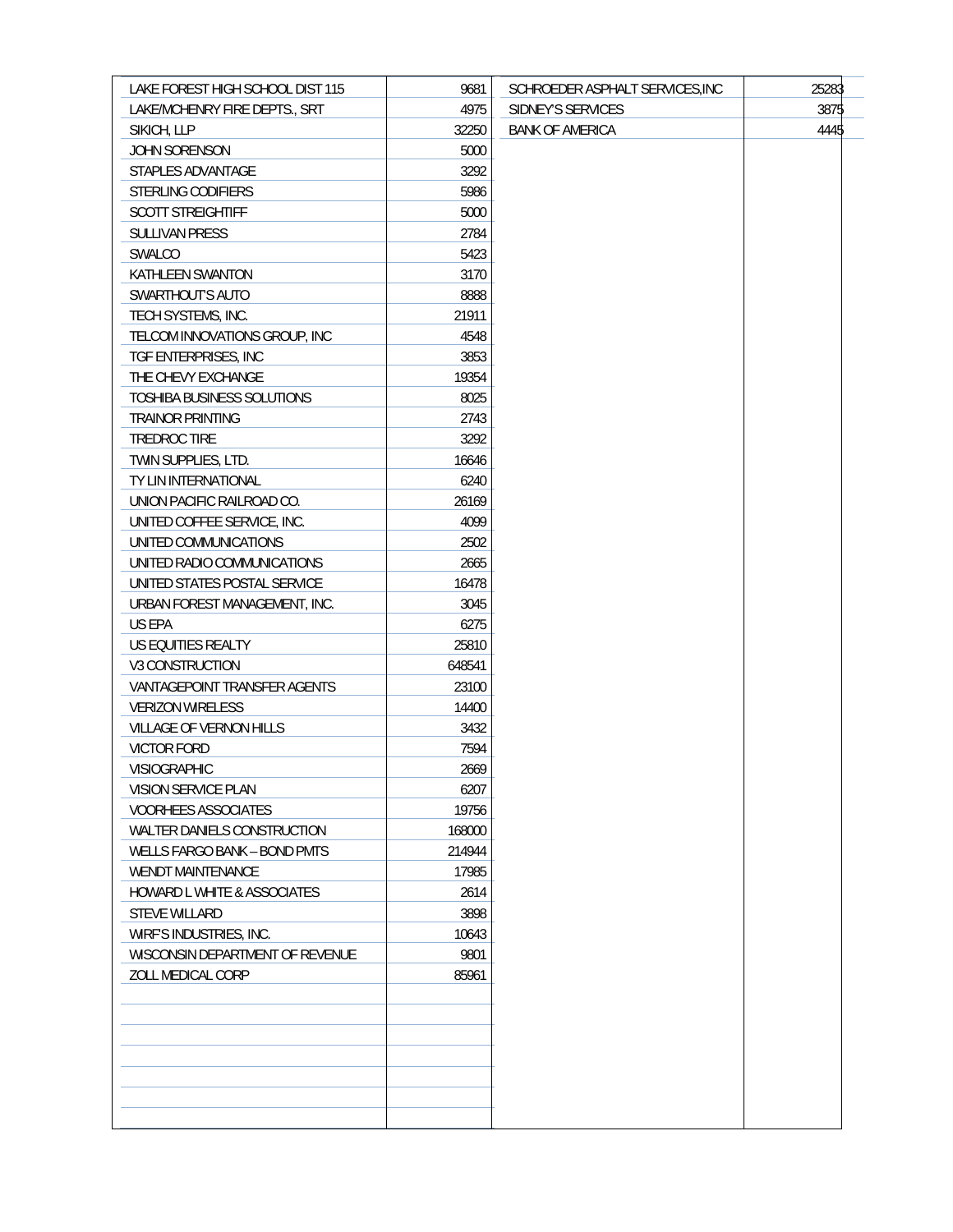| | |
|---|---|
| LAKE FOREST HIGH SCHOOL DIST 115 | 9681 |
| LAKE/MCHENRY FIRE DEPTS., SRT | 4975 |
| SIKICH, LLP | 32250 |
| JOHN SORENSON | 5000 |
| STAPLES ADVANTAGE | 3292 |
| STERLING CODIFIERS | 5986 |
| SCOTT STREIGHTIFF | 5000 |
| SULLIVAN PRESS | 2784 |
| SWALCO | 5423 |
| KATHLEEN SWANTON | 3170 |
| SWARTHOUT'S AUTO | 8888 |
| TECH SYSTEMS, INC. | 21911 |
| TELCOM INNOVATIONS GROUP, INC | 4548 |
| TGF ENTERPRISES, INC | 3853 |
| THE CHEVY EXCHANGE | 19354 |
| TOSHIBA BUSINESS SOLUTIONS | 8025 |
| TRAINOR PRINTING | 2743 |
| TREDROC TIRE | 3292 |
| TWIN SUPPLIES, LTD. | 16646 |
| TY LIN INTERNATIONAL | 6240 |
| UNION PACIFIC RAILROAD CO. | 26169 |
| UNITED COFFEE SERVICE, INC. | 4099 |
| UNITED COMMUNICATIONS | 2502 |
| UNITED RADIO COMMUNICATIONS | 2665 |
| UNITED STATES POSTAL SERVICE | 16478 |
| URBAN FOREST MANAGEMENT, INC. | 3045 |
| US EPA | 6275 |
| US EQUITIES REALTY | 25810 |
| V3 CONSTRUCTION | 648541 |
| VANTAGEPOINT TRANSFER AGENTS | 23100 |
| VERIZON WIRELESS | 14400 |
| VILLAGE OF VERNON HILLS | 3432 |
| VICTOR FORD | 7594 |
| VISIOGRAPHIC | 2669 |
| VISION SERVICE PLAN | 6207 |
| VOORHEES ASSOCIATES | 19756 |
| WALTER DANIELS CONSTRUCTION | 168000 |
| WELLS FARGO BANK – BOND PMTS | 214944 |
| WENDT MAINTENANCE | 17985 |
| HOWARD L WHITE & ASSOCIATES | 2614 |
| STEVE WILLARD | 3898 |
| WIRF'S INDUSTRIES, INC. | 10643 |
| WISCONSIN DEPARTMENT OF REVENUE | 9801 |
| ZOLL MEDICAL CORP | 85961 |
| SCHROEDER ASPHALT SERVICES,INC | 25283 |
| SIDNEY'S SERVICES | 3875 |
| BANK OF AMERICA | 4445 |